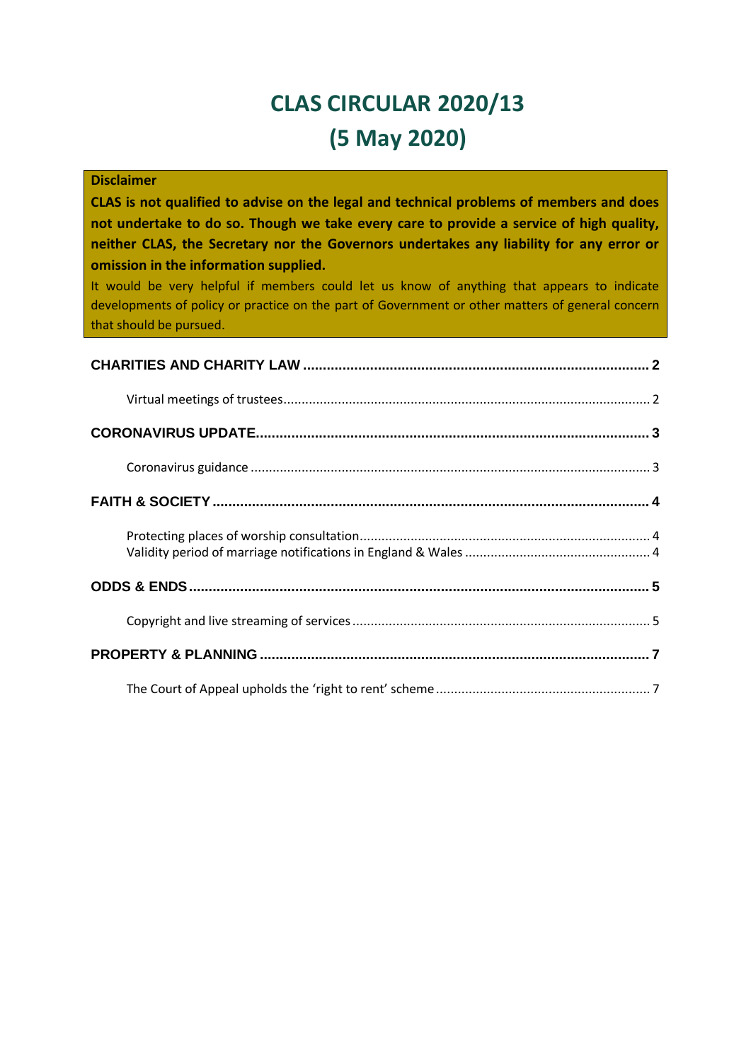# CLAS CIRCULAR 2020/13
# (5 May 2020)

**Disclaimer**

**CLAS is not qualified to advise on the legal and technical problems of members and does not undertake to do so. Though we take every care to provide a service of high quality, neither CLAS, the Secretary nor the Governors undertakes any liability for any error or omission in the information supplied.**

It would be very helpful if members could let us know of anything that appears to indicate developments of policy or practice on the part of Government or other matters of general concern that should be pursued.

**CHARITIES AND CHARITY LAW** ........ 2

- Virtual meetings of trustees ........ 2

**CORONAVIRUS UPDATE** ........ 3

- Coronavirus guidance ........ 3

**FAITH & SOCIETY** ........ 4

- Protecting places of worship consultation ........ 4
- Validity period of marriage notifications in England & Wales ........ 4

**ODDS & ENDS** ........ 5

- Copyright and live streaming of services ........ 5

**PROPERTY & PLANNING** ........ 7

- The Court of Appeal upholds the 'right to rent' scheme ........ 7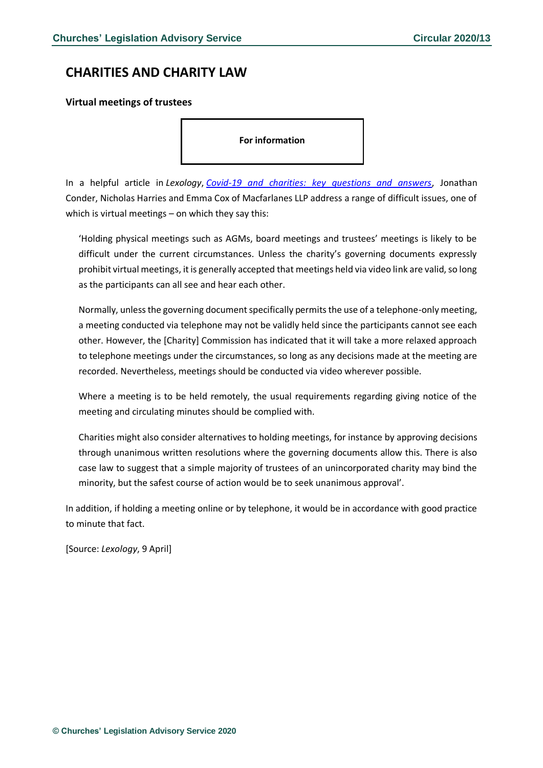# CHARITIES AND CHARITY LAW

### Virtual meetings of trustees

**For information**

In a helpful article in *Lexology*, *Covid-19 and charities: key questions and answers*, Jonathan Conder, Nicholas Harries and Emma Cox of Macfarlanes LLP address a range of difficult issues, one of which is virtual meetings – on which they say this:

> 'Holding physical meetings such as AGMs, board meetings and trustees' meetings is likely to be difficult under the current circumstances. Unless the charity's governing documents expressly prohibit virtual meetings, it is generally accepted that meetings held via video link are valid, so long as the participants can all see and hear each other.
>
> Normally, unless the governing document specifically permits the use of a telephone-only meeting, a meeting conducted via telephone may not be validly held since the participants cannot see each other. However, the [Charity] Commission has indicated that it will take a more relaxed approach to telephone meetings under the circumstances, so long as any decisions made at the meeting are recorded. Nevertheless, meetings should be conducted via video wherever possible.
>
> Where a meeting is to be held remotely, the usual requirements regarding giving notice of the meeting and circulating minutes should be complied with.
>
> Charities might also consider alternatives to holding meetings, for instance by approving decisions through unanimous written resolutions where the governing documents allow this. There is also case law to suggest that a simple majority of trustees of an unincorporated charity may bind the minority, but the safest course of action would be to seek unanimous approval'.

In addition, if holding a meeting online or by telephone, it would be in accordance with good practice to minute that fact.

[Source: *Lexology*, 9 April]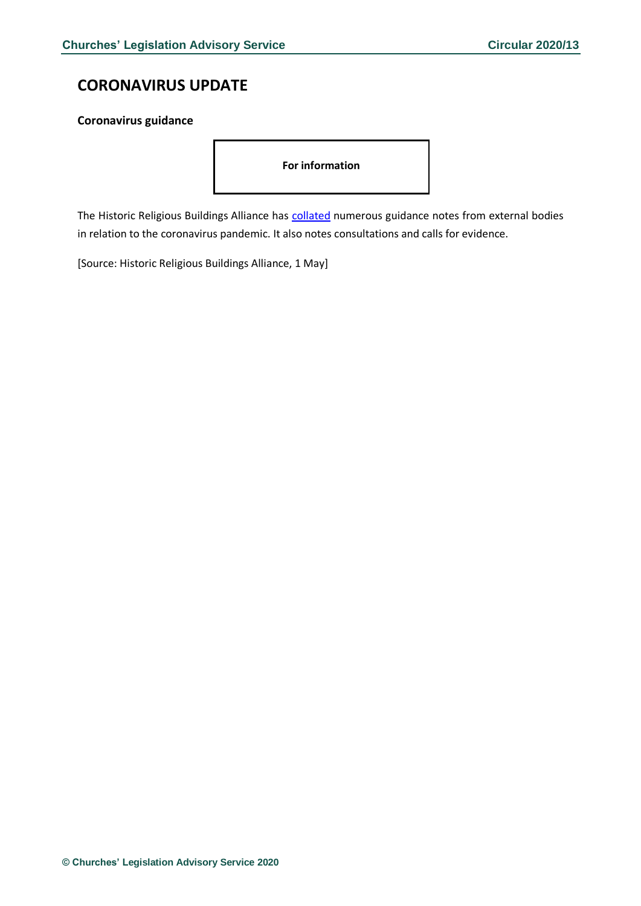# CORONAVIRUS UPDATE

**Coronavirus guidance**

**For information**

The Historic Religious Buildings Alliance has collated numerous guidance notes from external bodies in relation to the coronavirus pandemic. It also notes consultations and calls for evidence.

[Source: Historic Religious Buildings Alliance, 1 May]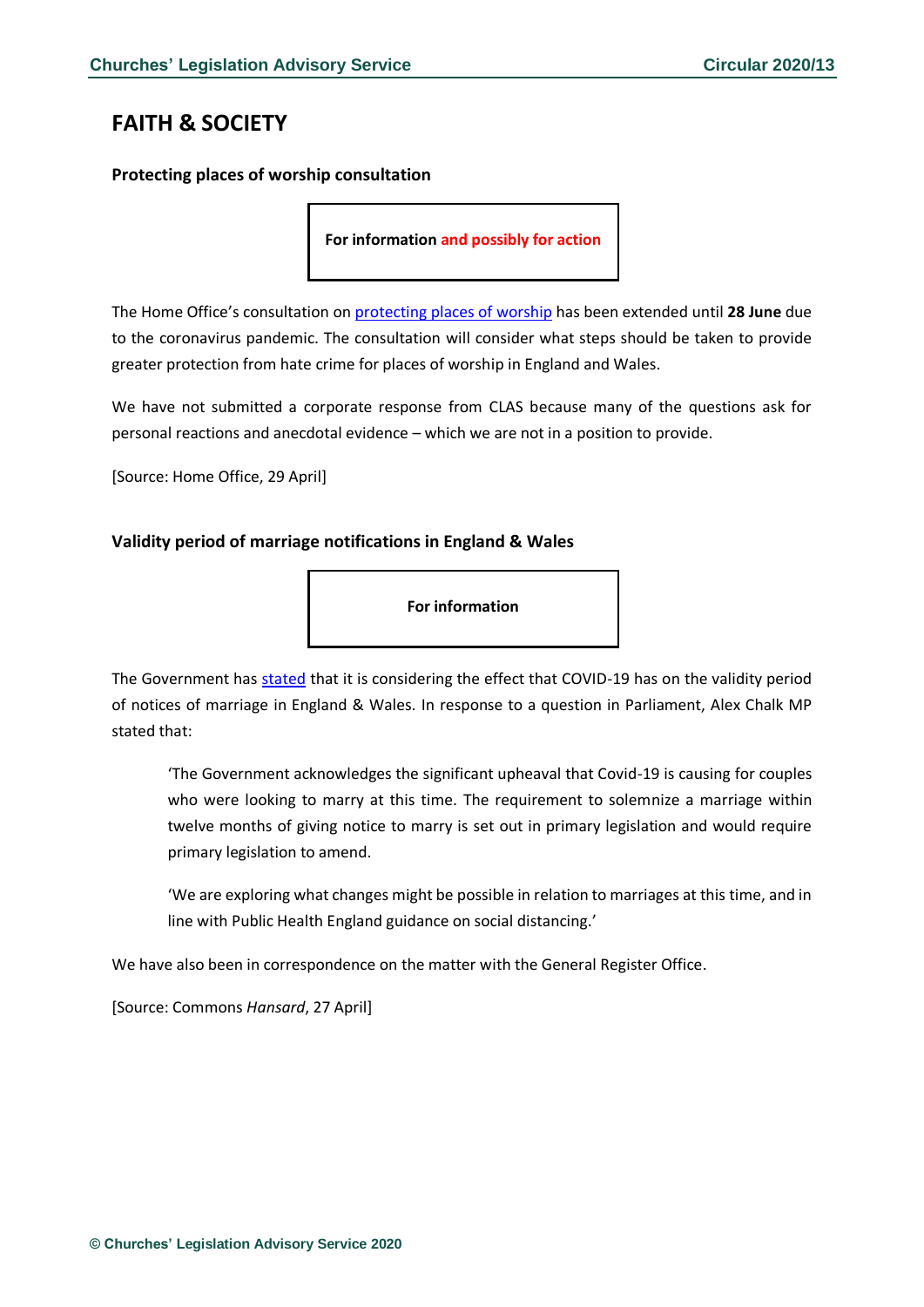# FAITH & SOCIETY

### Protecting places of worship consultation

**For information and possibly for action**

The Home Office's consultation on protecting places of worship has been extended until **28 June** due to the coronavirus pandemic. The consultation will consider what steps should be taken to provide greater protection from hate crime for places of worship in England and Wales.

We have not submitted a corporate response from CLAS because many of the questions ask for personal reactions and anecdotal evidence – which we are not in a position to provide.

[Source: Home Office, 29 April]

### Validity period of marriage notifications in England & Wales

**For information**

The Government has stated that it is considering the effect that COVID-19 has on the validity period of notices of marriage in England & Wales. In response to a question in Parliament, Alex Chalk MP stated that:

> 'The Government acknowledges the significant upheaval that Covid-19 is causing for couples who were looking to marry at this time. The requirement to solemnize a marriage within twelve months of giving notice to marry is set out in primary legislation and would require primary legislation to amend.
>
> 'We are exploring what changes might be possible in relation to marriages at this time, and in line with Public Health England guidance on social distancing.'

We have also been in correspondence on the matter with the General Register Office.

[Source: Commons *Hansard*, 27 April]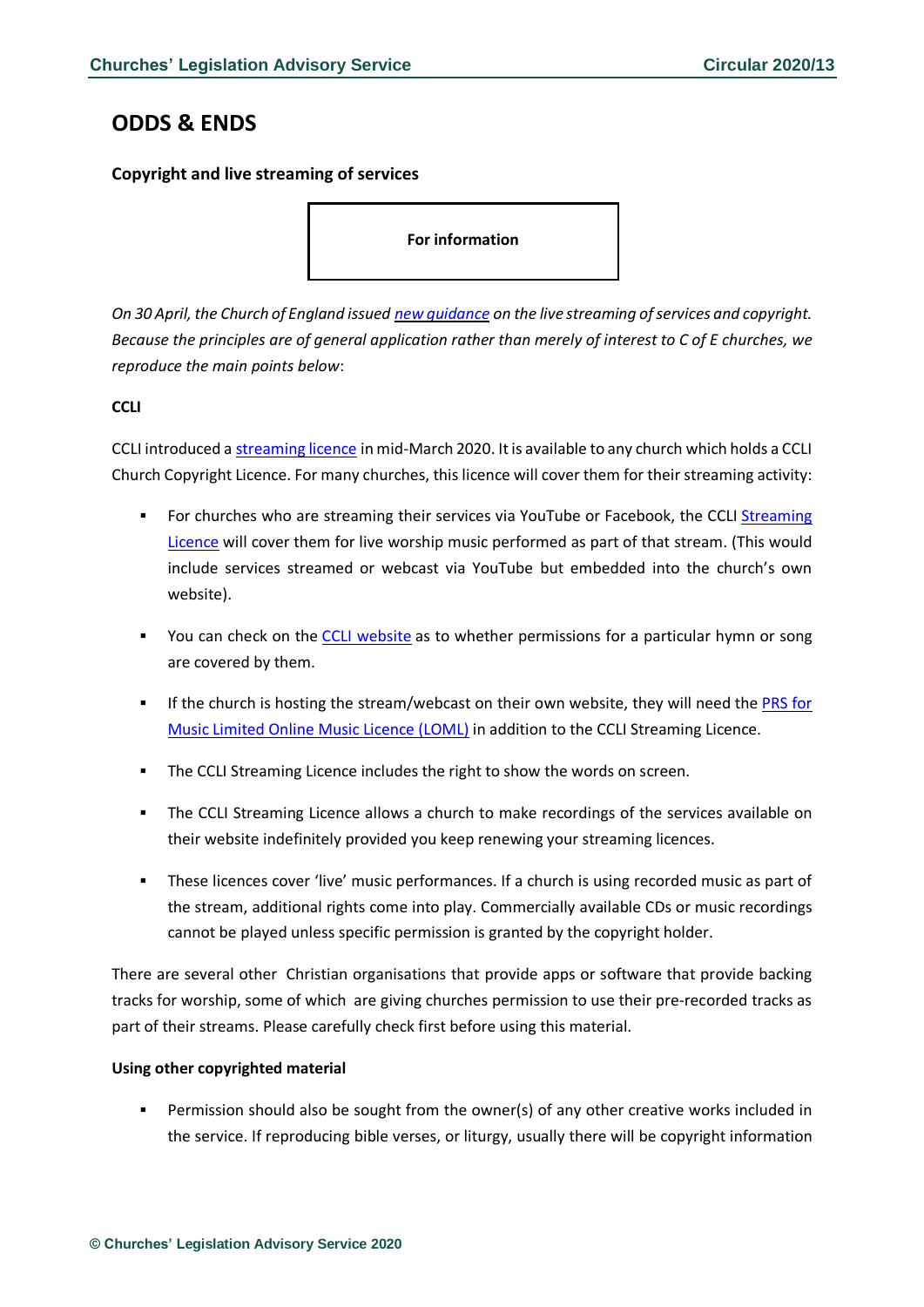# ODDS & ENDS

**Copyright and live streaming of services**

**For information**

*On 30 April, the Church of England issued new guidance on the live streaming of services and copyright. Because the principles are of general application rather than merely of interest to C of E churches, we reproduce the main points below*:

**CCLI**

CCLI introduced a streaming licence in mid-March 2020. It is available to any church which holds a CCLI Church Copyright Licence. For many churches, this licence will cover them for their streaming activity:

- For churches who are streaming their services via YouTube or Facebook, the CCLI Streaming Licence will cover them for live worship music performed as part of that stream. (This would include services streamed or webcast via YouTube but embedded into the church's own website).
- You can check on the CCLI website as to whether permissions for a particular hymn or song are covered by them.
- If the church is hosting the stream/webcast on their own website, they will need the PRS for Music Limited Online Music Licence (LOML) in addition to the CCLI Streaming Licence.
- The CCLI Streaming Licence includes the right to show the words on screen.
- The CCLI Streaming Licence allows a church to make recordings of the services available on their website indefinitely provided you keep renewing your streaming licences.
- These licences cover 'live' music performances. If a church is using recorded music as part of the stream, additional rights come into play. Commercially available CDs or music recordings cannot be played unless specific permission is granted by the copyright holder.

There are several other Christian organisations that provide apps or software that provide backing tracks for worship, some of which are giving churches permission to use their pre-recorded tracks as part of their streams. Please carefully check first before using this material.

**Using other copyrighted material**

- Permission should also be sought from the owner(s) of any other creative works included in the service. If reproducing bible verses, or liturgy, usually there will be copyright information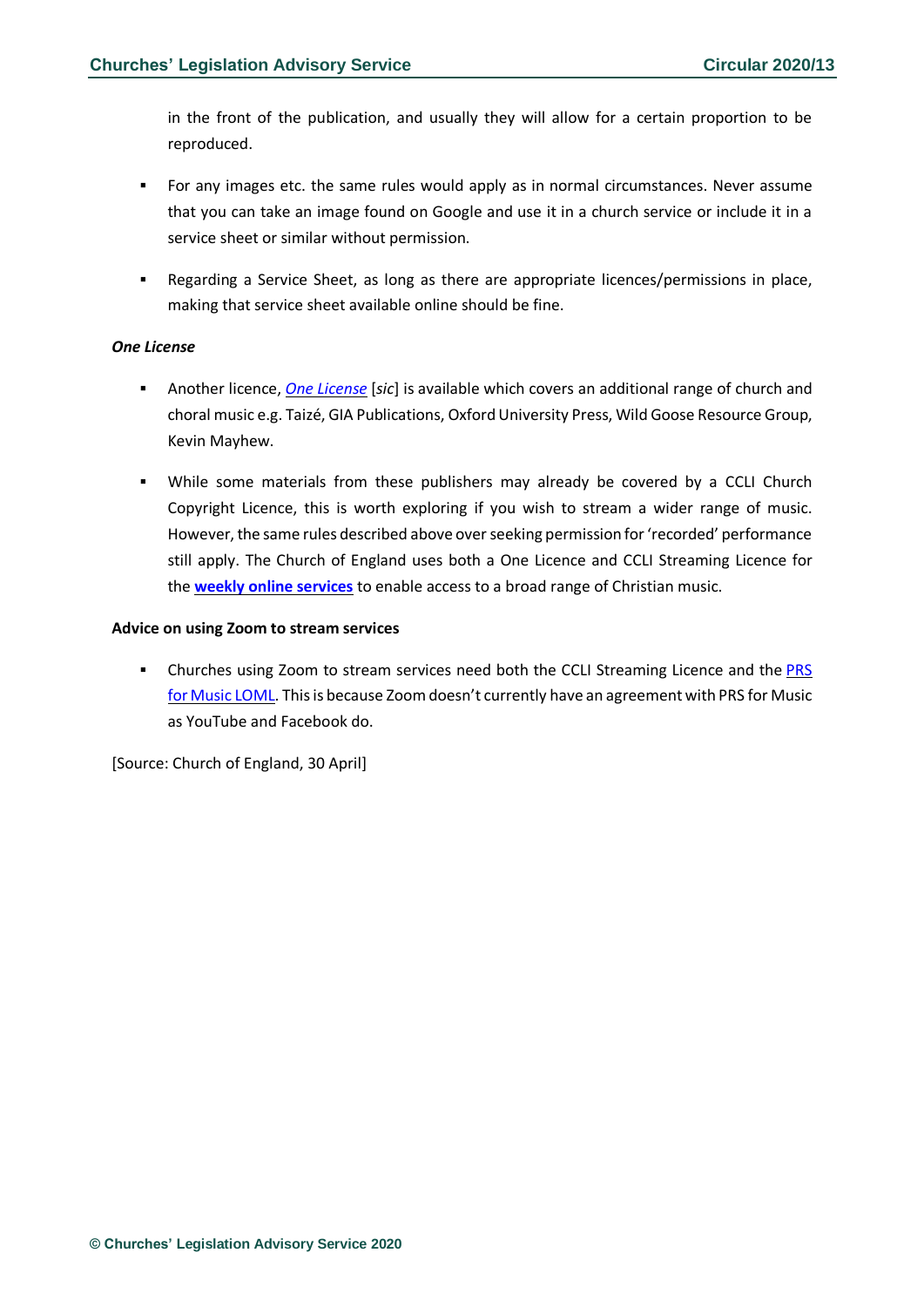in the front of the publication, and usually they will allow for a certain proportion to be reproduced.

- For any images etc. the same rules would apply as in normal circumstances. Never assume that you can take an image found on Google and use it in a church service or include it in a service sheet or similar without permission.
- Regarding a Service Sheet, as long as there are appropriate licences/permissions in place, making that service sheet available online should be fine.

***One License***

- Another licence, *One License* [*sic*] is available which covers an additional range of church and choral music e.g. Taizé, GIA Publications, Oxford University Press, Wild Goose Resource Group, Kevin Mayhew.
- While some materials from these publishers may already be covered by a CCLI Church Copyright Licence, this is worth exploring if you wish to stream a wider range of music. However, the same rules described above over seeking permission for 'recorded' performance still apply. The Church of England uses both a One Licence and CCLI Streaming Licence for the **weekly online services** to enable access to a broad range of Christian music.

**Advice on using Zoom to stream services**

- Churches using Zoom to stream services need both the CCLI Streaming Licence and the PRS for Music LOML. This is because Zoom doesn't currently have an agreement with PRS for Music as YouTube and Facebook do.

[Source: Church of England, 30 April]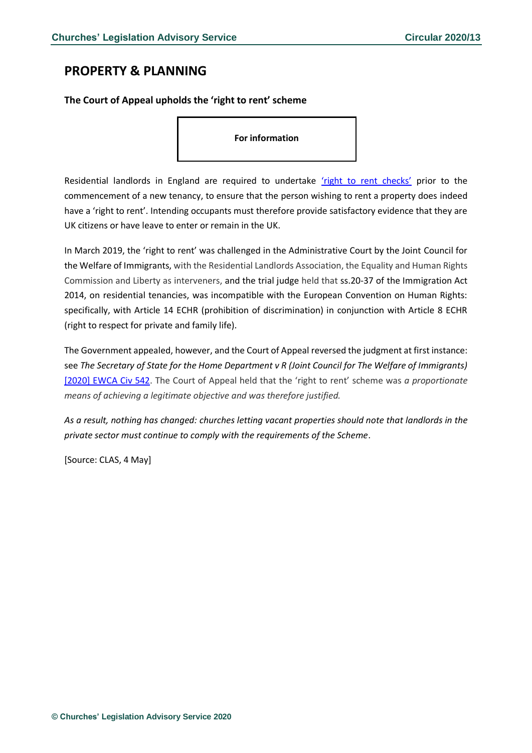## PROPERTY & PLANNING

### The Court of Appeal upholds the 'right to rent' scheme

**For information**

Residential landlords in England are required to undertake 'right to rent checks' prior to the commencement of a new tenancy, to ensure that the person wishing to rent a property does indeed have a 'right to rent'. Intending occupants must therefore provide satisfactory evidence that they are UK citizens or have leave to enter or remain in the UK.

In March 2019, the 'right to rent' was challenged in the Administrative Court by the Joint Council for the Welfare of Immigrants, with the Residential Landlords Association, the Equality and Human Rights Commission and Liberty as interveners, and the trial judge held that ss.20-37 of the Immigration Act 2014, on residential tenancies, was incompatible with the European Convention on Human Rights: specifically, with Article 14 ECHR (prohibition of discrimination) in conjunction with Article 8 ECHR (right to respect for private and family life).

The Government appealed, however, and the Court of Appeal reversed the judgment at first instance: see *The Secretary of State for the Home Department v R (Joint Council for The Welfare of Immigrants)* [2020] EWCA Civ 542. The Court of Appeal held that the 'right to rent' scheme was *a proportionate means of achieving a legitimate objective and was therefore justified.*

*As a result, nothing has changed: churches letting vacant properties should note that landlords in the private sector must continue to comply with the requirements of the Scheme*.

[Source: CLAS, 4 May]